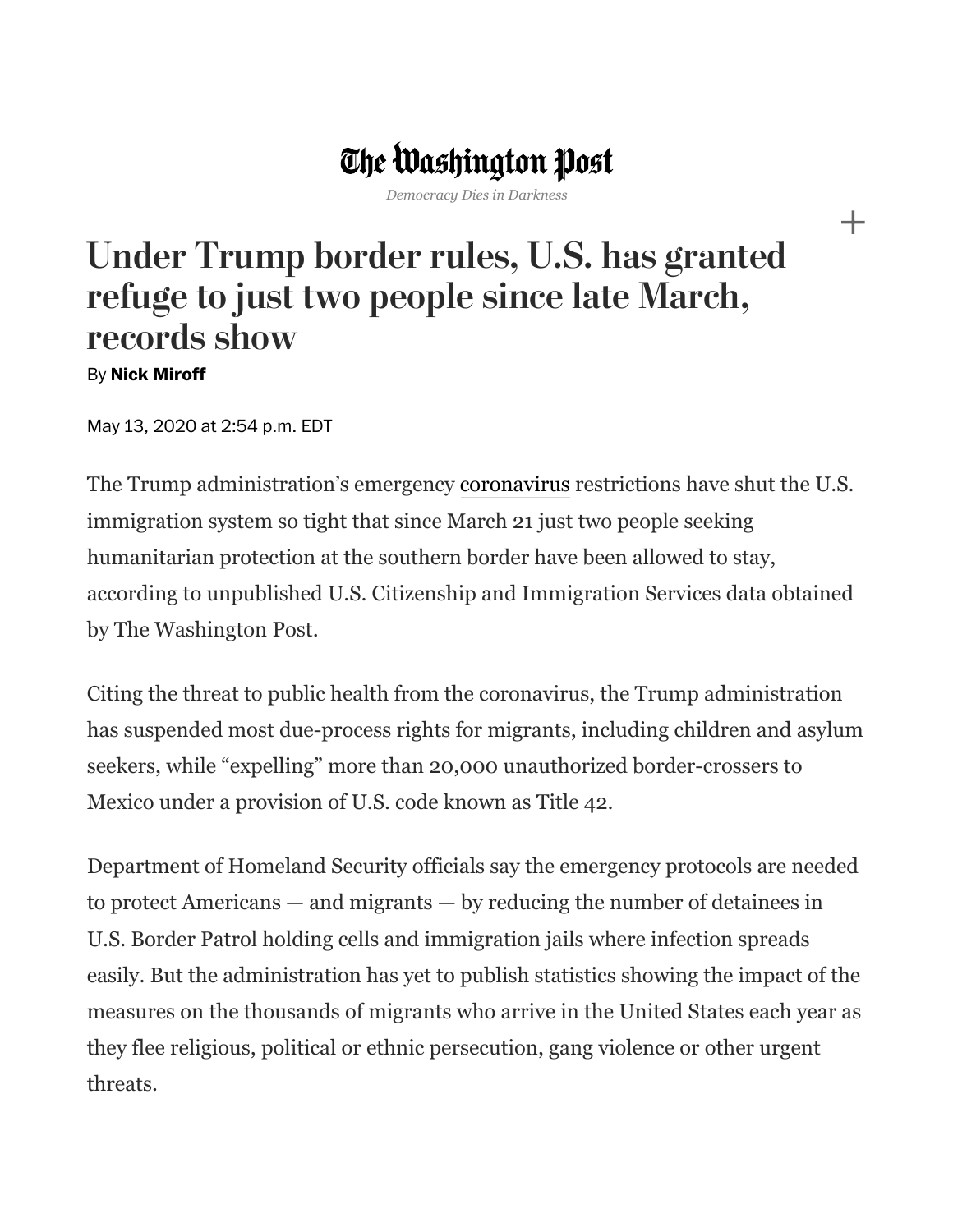The Washington Post

*Democracy Dies in Darkness*

# Under Trump border rules, U.S. has granted refuge to just two people since late March, records show

By **Nick Miroff**

May 13, 2020 at 2:54 p.m. EDT

The Trump administration's emergency coronavirus restrictions have shut the U.S. immigration system so tight that since March 21 just two people seeking humanitarian protection at the southern border have been allowed to stay, according to unpublished U.S. Citizenship and Immigration Services data obtained by The Washington Post.

Citing the threat to public health from the coronavirus, the Trump administration has suspended most due-process rights for migrants, including children and asylum seekers, while "expelling" more than 20,000 unauthorized border-crossers to Mexico under a provision of U.S. code known as Title 42.

Department of Homeland Security officials say the emergency protocols are needed to protect Americans — and migrants — by reducing the number of detainees in U.S. Border Patrol holding cells and immigration jails where infection spreads easily. But the administration has yet to publish statistics showing the impact of the measures on the thousands of migrants who arrive in the United States each year as they flee religious, political or ethnic persecution, gang violence or other urgent threats.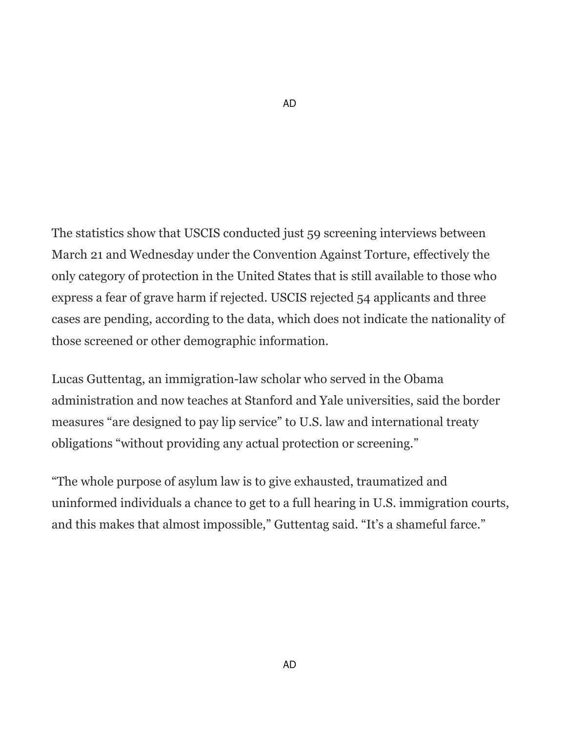The statistics show that USCIS conducted just 59 screening interviews between March 21 and Wednesday under the Convention Against Torture, effectively the only category of protection in the United States that is still available to those who express a fear of grave harm if rejected. USCIS rejected 54 applicants and three cases are pending, according to the data, which does not indicate the nationality of those screened or other demographic information.

Lucas Guttentag, an immigration-law scholar who served in the Obama administration and now teaches at Stanford and Yale universities, said the border measures "are designed to pay lip service" to U.S. law and international treaty obligations "without providing any actual protection or screening."

"The whole purpose of asylum law is to give exhausted, traumatized and uninformed individuals a chance to get to a full hearing in U.S. immigration courts, and this makes that almost impossible," Guttentag said. "It's a shameful farce."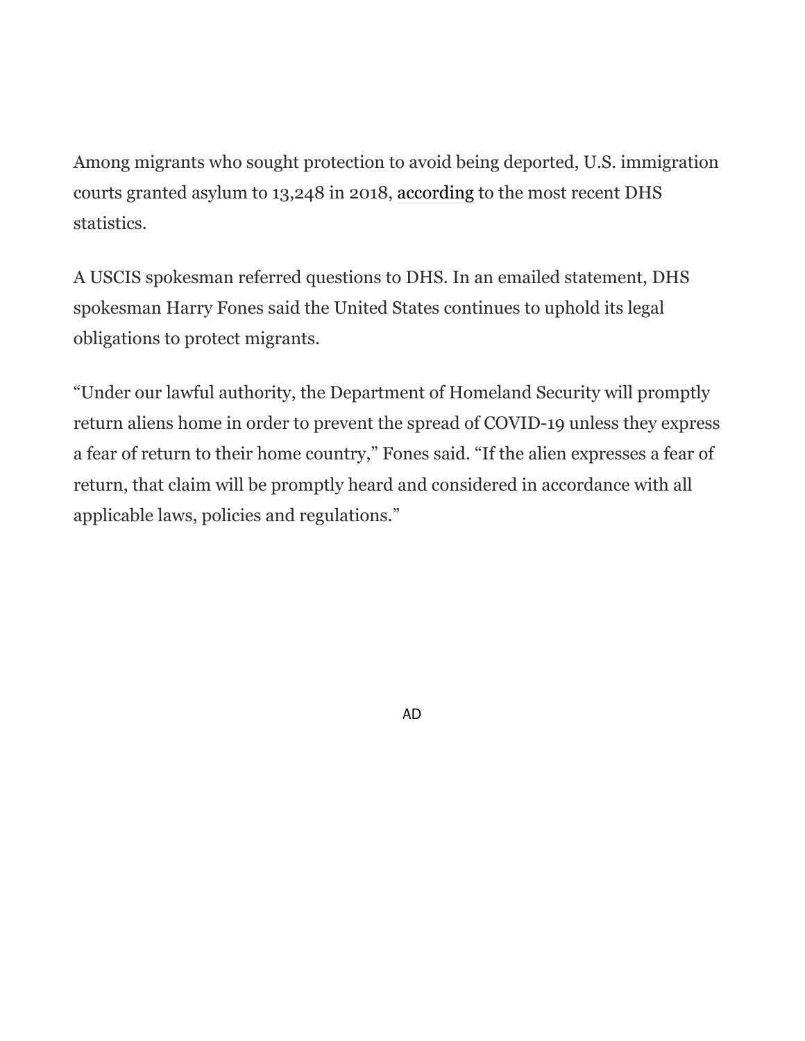Among migrants who sought protection to avoid being deported, U.S. immigration courts granted asylum to 13,248 in 2018, according to the most recent DHS statistics.

A USCIS spokesman referred questions to DHS. In an emailed statement, DHS spokesman Harry Fones said the United States continues to uphold its legal obligations to protect migrants.

“Under our lawful authority, the Department of Homeland Security will promptly return aliens home in order to prevent the spread of COVID-19 unless they express a fear of return to their home country,” Fones said. “If the alien expresses a fear of return, that claim will be promptly heard and considered in accordance with all applicable laws, policies and regulations.”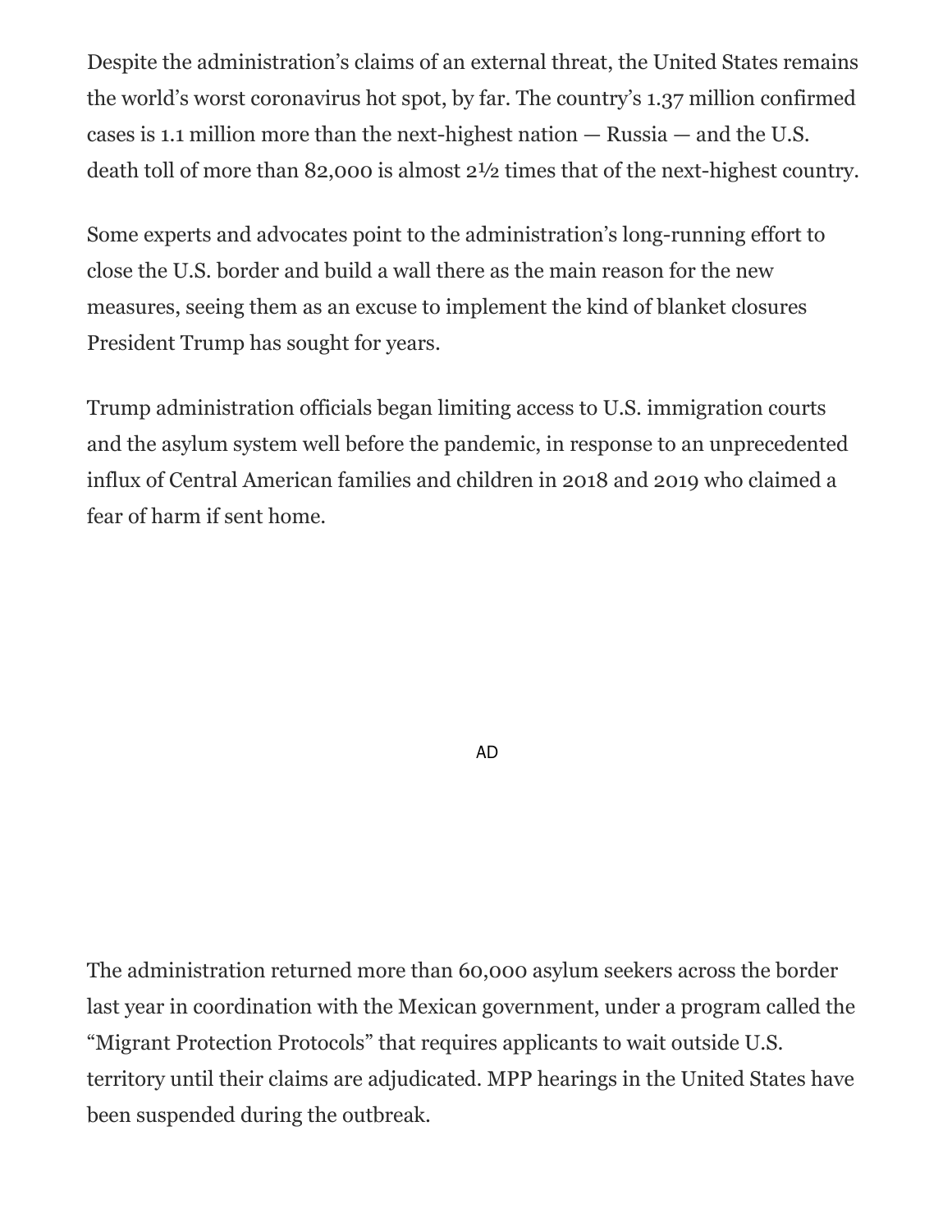Despite the administration's claims of an external threat, the United States remains the world's worst coronavirus hot spot, by far. The country's 1.37 million confirmed cases is 1.1 million more than the next-highest nation — Russia — and the U.S. death toll of more than 82,000 is almost 2½ times that of the next-highest country.

Some experts and advocates point to the administration's long-running effort to close the U.S. border and build a wall there as the main reason for the new measures, seeing them as an excuse to implement the kind of blanket closures President Trump has sought for years.

Trump administration officials began limiting access to U.S. immigration courts and the asylum system well before the pandemic, in response to an unprecedented influx of Central American families and children in 2018 and 2019 who claimed a fear of harm if sent home.

The administration returned more than 60,000 asylum seekers across the border last year in coordination with the Mexican government, under a program called the "Migrant Protection Protocols" that requires applicants to wait outside U.S. territory until their claims are adjudicated. MPP hearings in the United States have been suspended during the outbreak.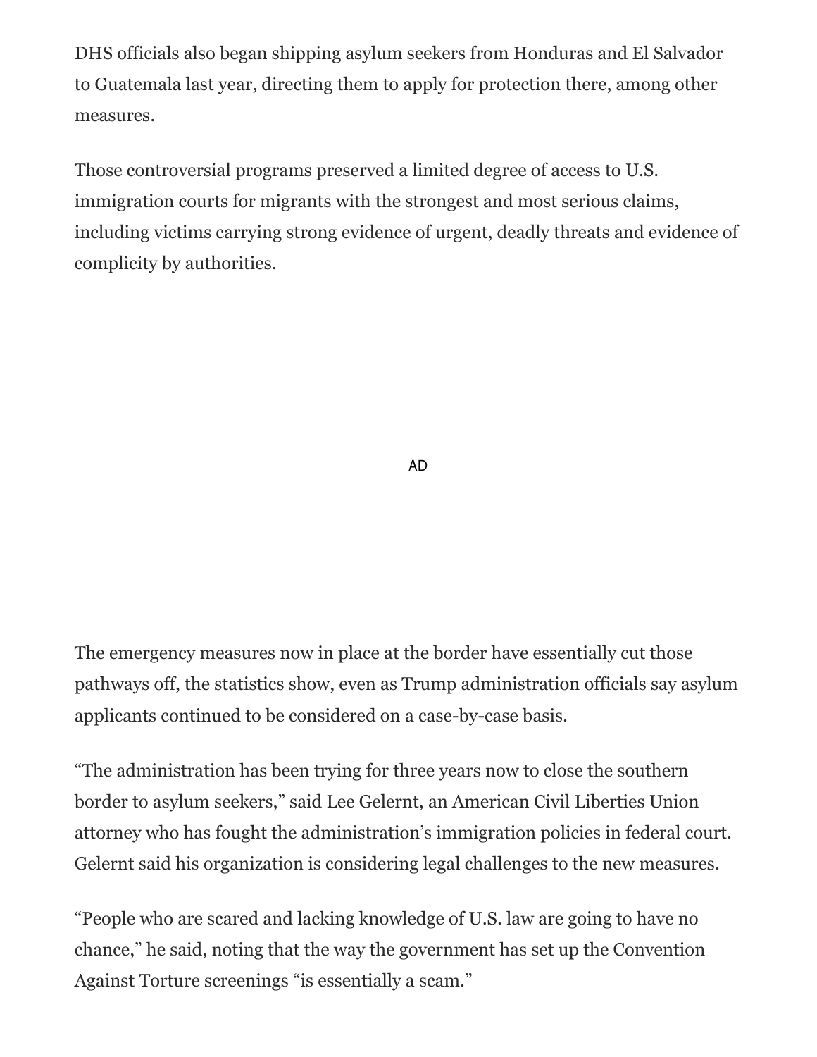DHS officials also began shipping asylum seekers from Honduras and El Salvador to Guatemala last year, directing them to apply for protection there, among other measures.

Those controversial programs preserved a limited degree of access to U.S. immigration courts for migrants with the strongest and most serious claims, including victims carrying strong evidence of urgent, deadly threats and evidence of complicity by authorities.

AD

The emergency measures now in place at the border have essentially cut those pathways off, the statistics show, even as Trump administration officials say asylum applicants continued to be considered on a case-by-case basis.

“The administration has been trying for three years now to close the southern border to asylum seekers,” said Lee Gelernt, an American Civil Liberties Union attorney who has fought the administration’s immigration policies in federal court. Gelernt said his organization is considering legal challenges to the new measures.

“People who are scared and lacking knowledge of U.S. law are going to have no chance,” he said, noting that the way the government has set up the Convention Against Torture screenings “is essentially a scam.”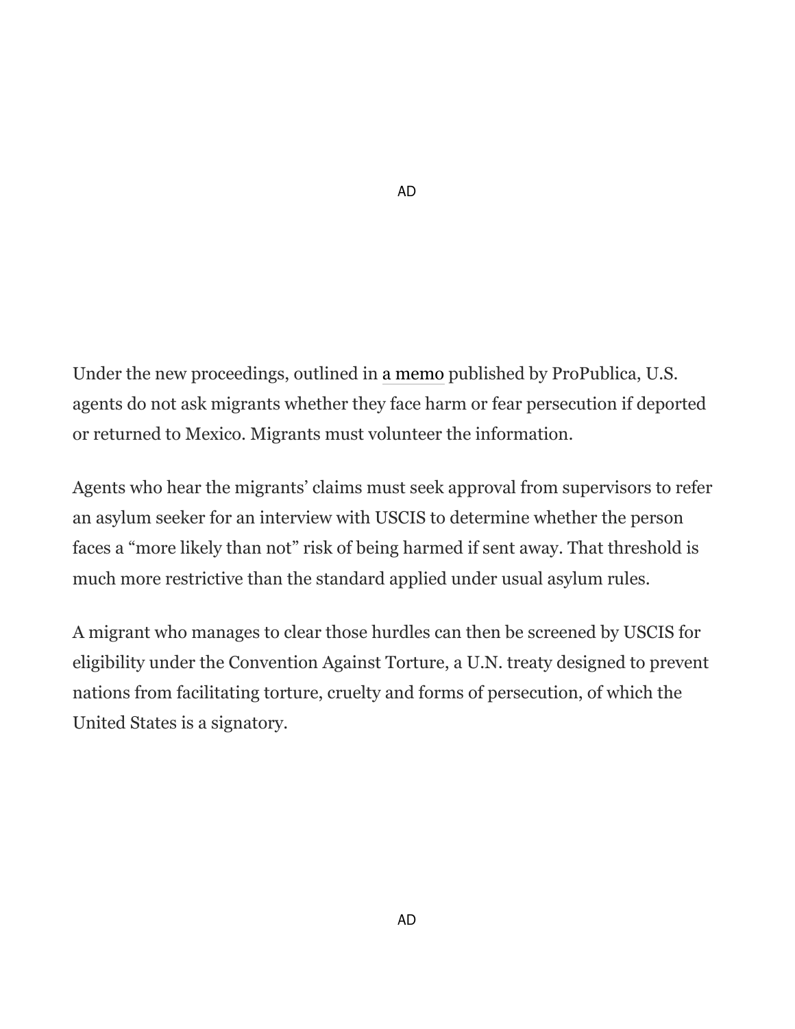Under the new proceedings, outlined in a memo published by ProPublica, U.S. agents do not ask migrants whether they face harm or fear persecution if deported or returned to Mexico. Migrants must volunteer the information.

Agents who hear the migrants' claims must seek approval from supervisors to refer an asylum seeker for an interview with USCIS to determine whether the person faces a "more likely than not" risk of being harmed if sent away. That threshold is much more restrictive than the standard applied under usual asylum rules.

A migrant who manages to clear those hurdles can then be screened by USCIS for eligibility under the Convention Against Torture, a U.N. treaty designed to prevent nations from facilitating torture, cruelty and forms of persecution, of which the United States is a signatory.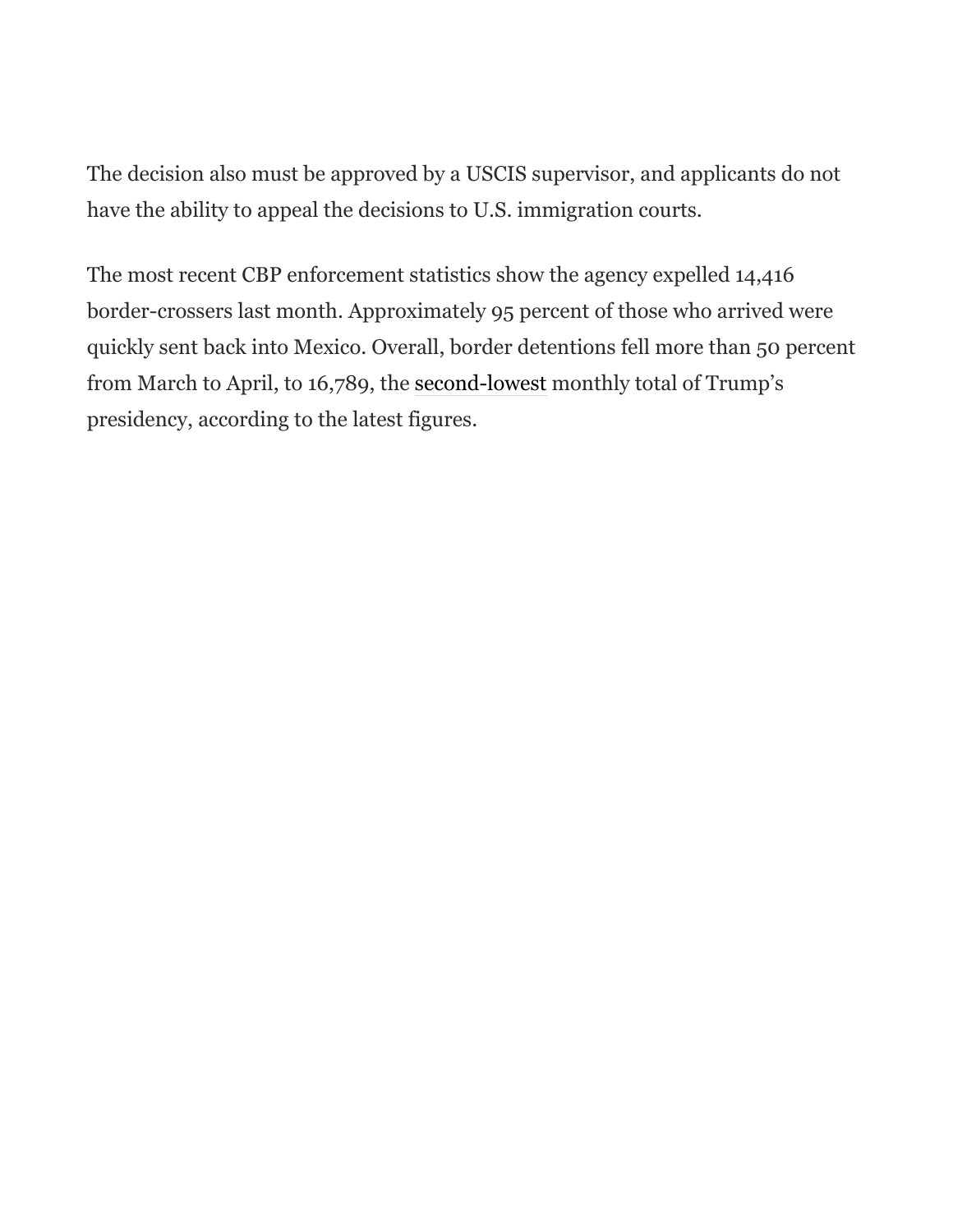The decision also must be approved by a USCIS supervisor, and applicants do not have the ability to appeal the decisions to U.S. immigration courts.

The most recent CBP enforcement statistics show the agency expelled 14,416 border-crossers last month. Approximately 95 percent of those who arrived were quickly sent back into Mexico. Overall, border detentions fell more than 50 percent from March to April, to 16,789, the second-lowest monthly total of Trump's presidency, according to the latest figures.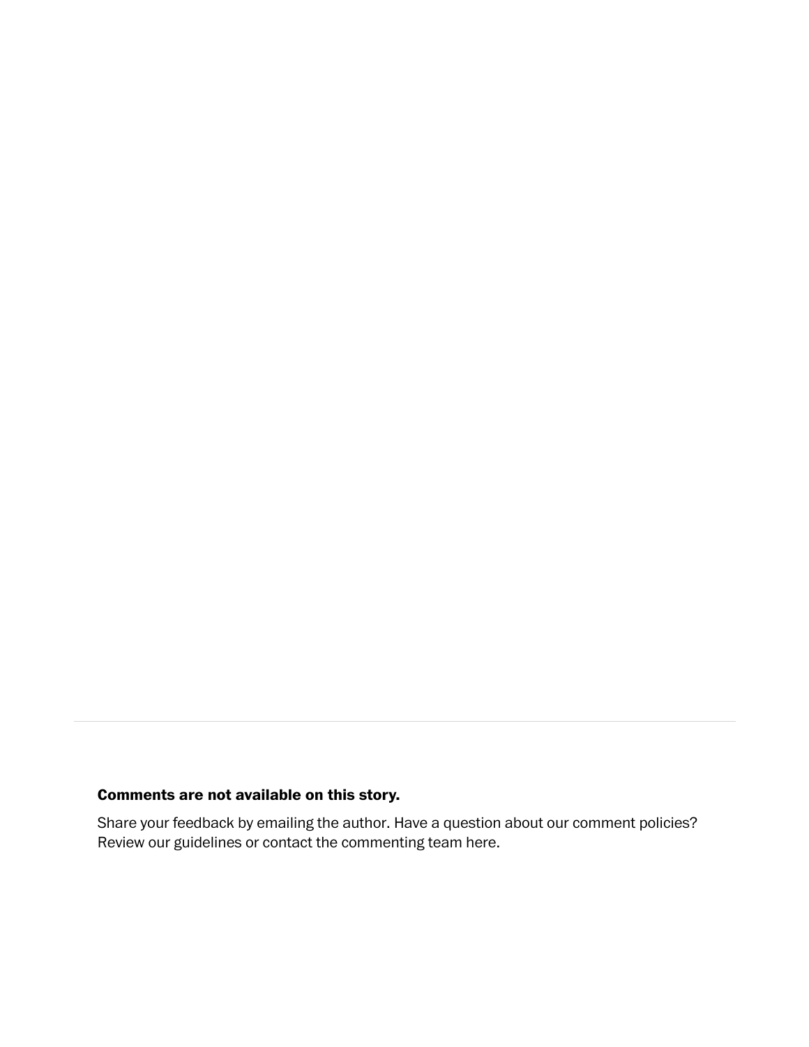**Comments are not available on this story.**

Share your feedback by emailing the author. Have a question about our comment policies? Review our guidelines or contact the commenting team here.